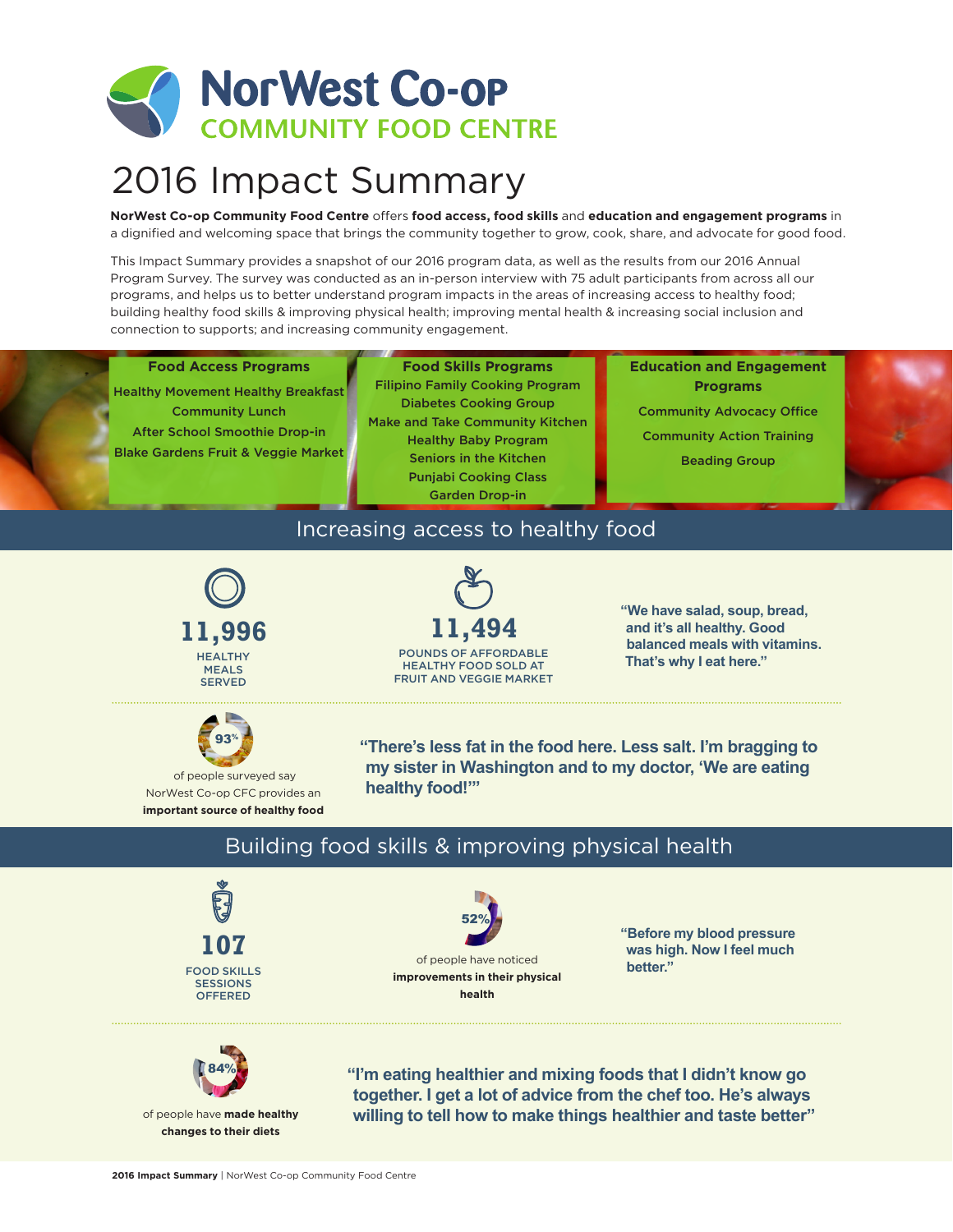# NorWest Co-op
## COMMUNITY FOOD CENTRE

# 2016 Impact Summary

**NorWest Co-op Community Food Centre** offers **food access, food skills** and **education and engagement programs** in a dignified and welcoming space that brings the community together to grow, cook, share, and advocate for good food.

This Impact Summary provides a snapshot of our 2016 program data, as well as the results from our 2016 Annual Program Survey. The survey was conducted as an in-person interview with 75 adult participants from across all our programs, and helps us to better understand program impacts in the areas of increasing access to healthy food; building healthy food skills & improving physical health; improving mental health & increasing social inclusion and connection to supports; and increasing community engagement.

### Food Access Programs

- Healthy Movement Healthy Breakfast
- Community Lunch
- After School Smoothie Drop-in
- Blake Gardens Fruit & Veggie Market

### Food Skills Programs

- Filipino Family Cooking Program
- Diabetes Cooking Group
- Make and Take Community Kitchen
- Healthy Baby Program
- Seniors in the Kitchen
- Punjabi Cooking Class
- Garden Drop-in

### Education and Engagement Programs

- Community Advocacy Office
- Community Action Training
- Beading Group

## Increasing access to healthy food

**11,996**
HEALTHY MEALS SERVED

**11,494**
POUNDS OF AFFORDABLE HEALTHY FOOD SOLD AT FRUIT AND VEGGIE MARKET

**"We have salad, soup, bread, and it's all healthy. Good balanced meals with vitamins. That's why I eat here."**

**93%** of people surveyed say NorWest Co-op CFC provides an **important source of healthy food**

**"There's less fat in the food here. Less salt. I'm bragging to my sister in Washington and to my doctor, 'We are eating healthy food!'"**

## Building food skills & improving physical health

**107**
FOOD SKILLS SESSIONS OFFERED

**52%** of people have noticed **improvements in their physical health**

**"Before my blood pressure was high. Now I feel much better."**

**84%** of people have **made healthy changes to their diets**

**"I'm eating healthier and mixing foods that I didn't know go together. I get a lot of advice from the chef too. He's always willing to tell how to make things healthier and taste better"**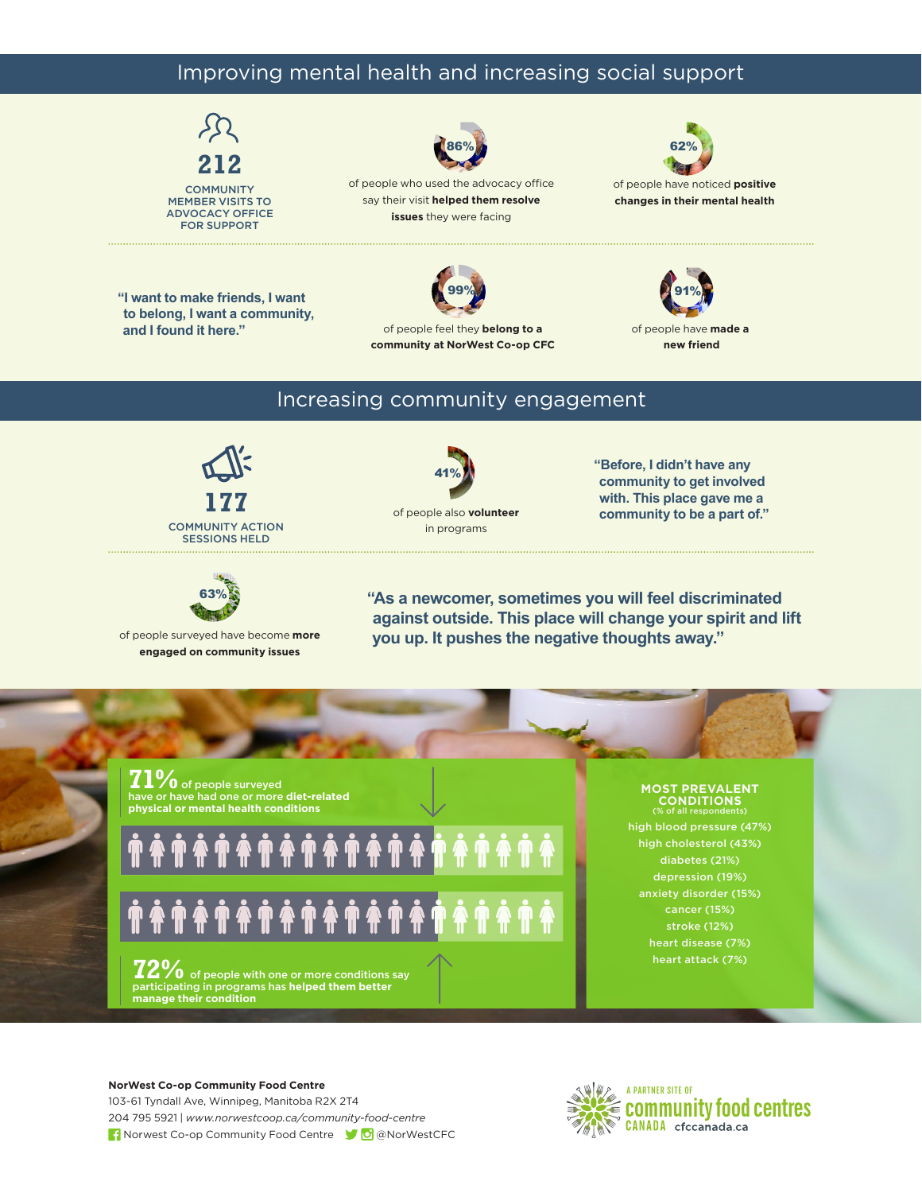## Improving mental health and increasing social support

**212**
COMMUNITY MEMBER VISITS TO ADVOCACY OFFICE FOR SUPPORT

**86%** of people who used the advocacy office say their visit **helped them resolve issues** they were facing

**62%** of people have noticed **positive changes in their mental health**

"I want to make friends, I want to belong, I want a community, and I found it here."

**99%** of people feel they **belong to a community at NorWest Co-op CFC**

**91%** of people have **made a new friend**

## Increasing community engagement

**177**
COMMUNITY ACTION SESSIONS HELD

**41%** of people also **volunteer** in programs

"Before, I didn't have any community to get involved with. This place gave me a community to be a part of."

**63%** of people surveyed have become **more engaged on community issues**

"As a newcomer, sometimes you will feel discriminated against outside. This place will change your spirit and lift you up. It pushes the negative thoughts away."

**71%** of people surveyed have or have had one or more **diet-related physical or mental health conditions**

**72%** of people with one or more conditions say participating in programs has **helped them better manage their condition**

**MOST PREVALENT CONDITIONS**
(% of all respondents)

- high blood pressure (47%)
- high cholesterol (43%)
- diabetes (21%)
- depression (19%)
- anxiety disorder (15%)
- cancer (15%)
- stroke (12%)
- heart disease (7%)
- heart attack (7%)

**NorWest Co-op Community Food Centre**
103-61 Tyndall Ave, Winnipeg, Manitoba R2X 2T4
204 795 5921 | *www.norwestcoop.ca/community-food-centre*
Norwest Co-op Community Food Centre @NorWestCFC

A PARTNER SITE OF community food centres CANADA cfccanada.ca